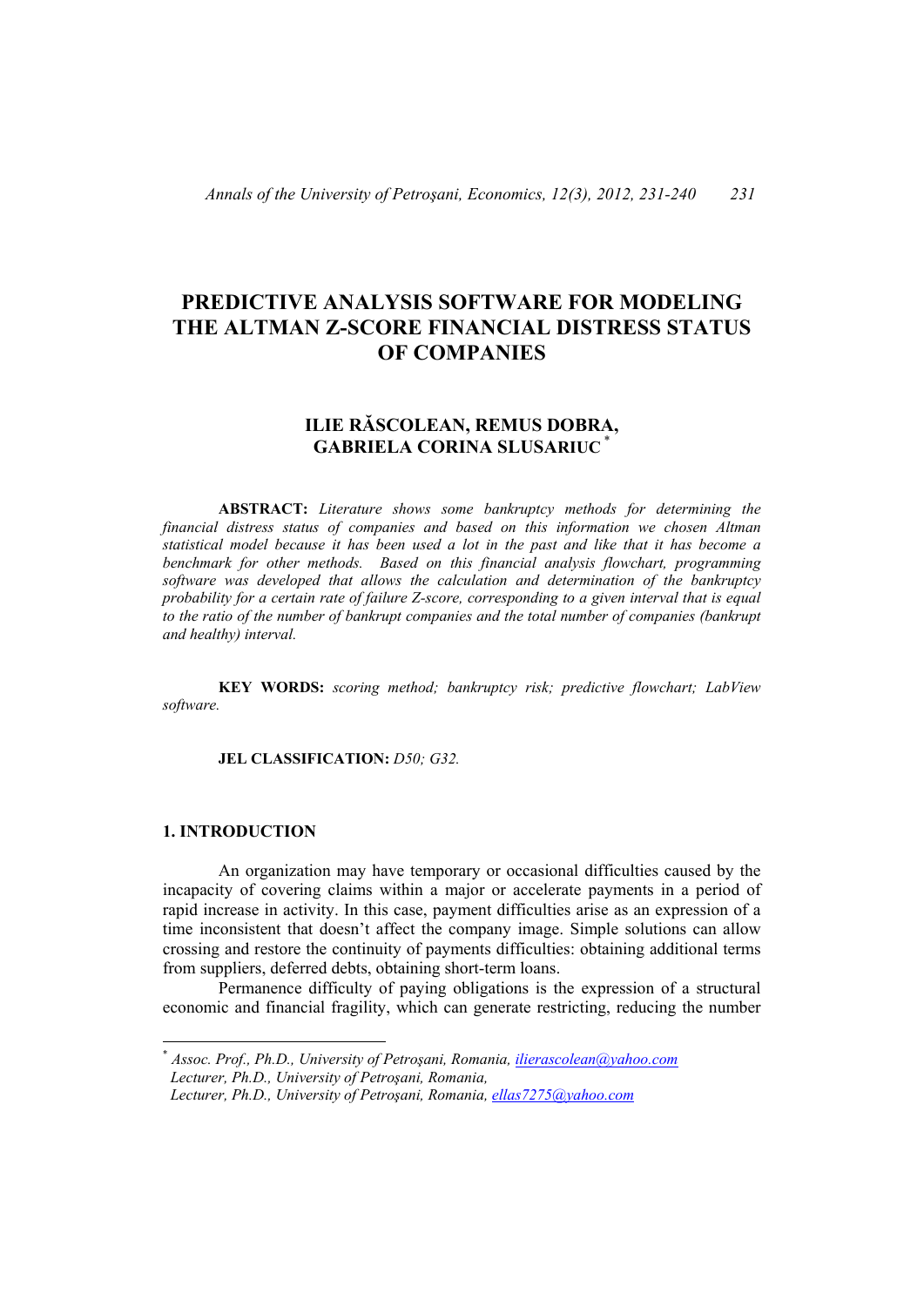# PREDICTIVE ANALYSIS SOFTWARE FOR MODELING THE ALTMAN Z-SCORE FINANCIAL DISTRESS STATUS OF COMPANIES

## ILIE RĂSCOLEAN, REMUS DOBRA, GABRIELA CORINA SLUSARIUC [*]

**ABSTRACT:** *Literature shows some bankruptcy methods for determining the financial distress status of companies and based on this information we chosen Altman statistical model because it has been used a lot in the past and like that it has become a benchmark for other methods. Based on this financial analysis flowchart, programming software was developed that allows the calculation and determination of the bankruptcy probability for a certain rate of failure Z-score, corresponding to a given interval that is equal to the ratio of the number of bankrupt companies and the total number of companies (bankrupt and healthy) interval.*

**KEY WORDS:** *scoring method; bankruptcy risk; predictive flowchart; LabView software.*

**JEL CLASSIFICATION:** *D50; G32.*

## 1. INTRODUCTION

An organization may have temporary or occasional difficulties caused by the incapacity of covering claims within a major or accelerate payments in a period of rapid increase in activity. In this case, payment difficulties arise as an expression of a time inconsistent that doesn't affect the company image. Simple solutions can allow crossing and restore the continuity of payments difficulties: obtaining additional terms from suppliers, deferred debts, obtaining short-term loans.

Permanence difficulty of paying obligations is the expression of a structural economic and financial fragility, which can generate restricting, reducing the number

---

[*] *Assoc. Prof., Ph.D., University of Petroşani, Romania, ilierascolean@yahoo.com*
*Lecturer, Ph.D., University of Petroşani, Romania,*
*Lecturer, Ph.D., University of Petroşani, Romania, ellas7275@yahoo.com*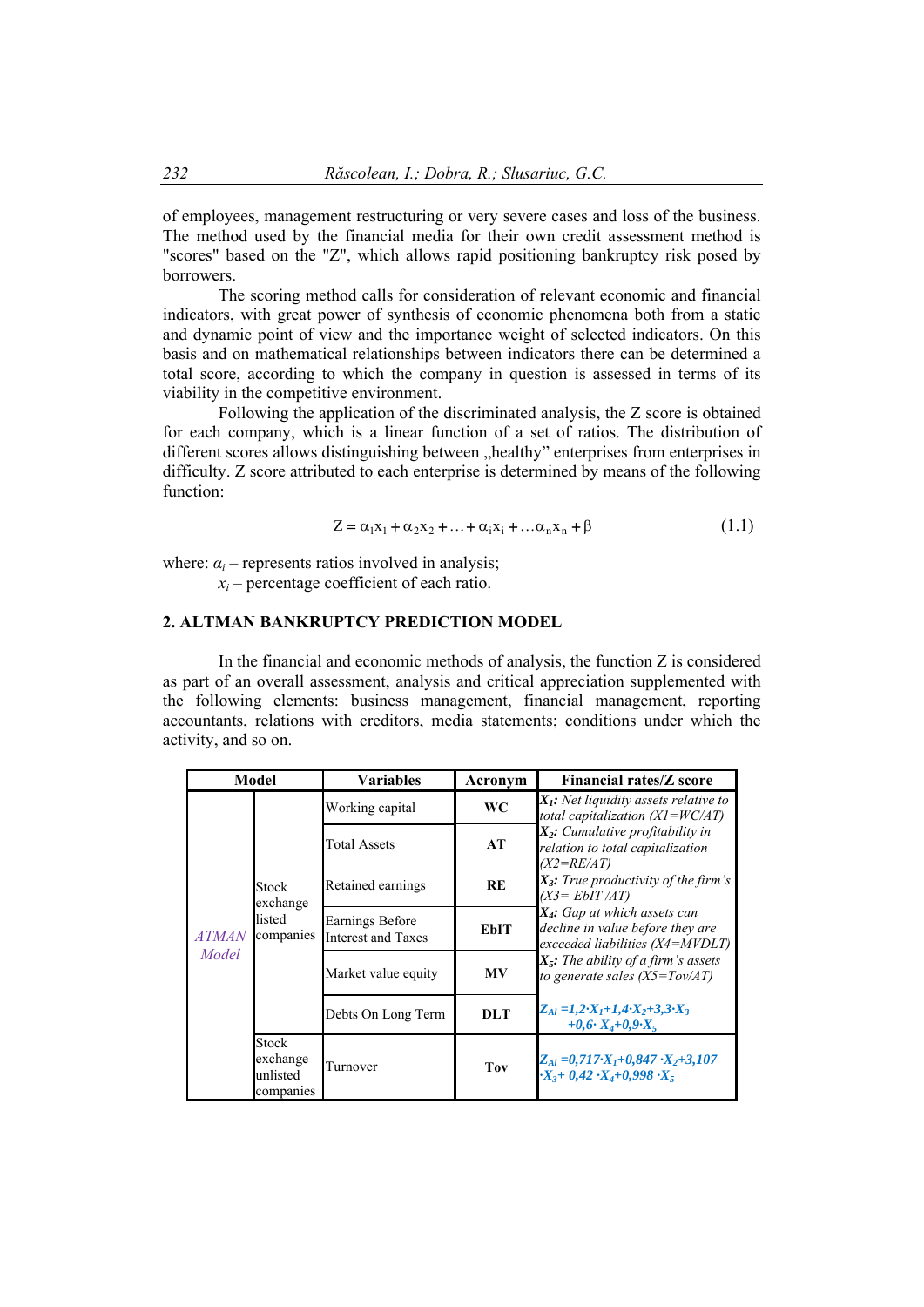of employees, management restructuring or very severe cases and loss of the business. The method used by the financial media for their own credit assessment method is "scores" based on the "Z", which allows rapid positioning bankruptcy risk posed by borrowers.

The scoring method calls for consideration of relevant economic and financial indicators, with great power of synthesis of economic phenomena both from a static and dynamic point of view and the importance weight of selected indicators. On this basis and on mathematical relationships between indicators there can be determined a total score, according to which the company in question is assessed in terms of its viability in the competitive environment.

Following the application of the discriminated analysis, the Z score is obtained for each company, which is a linear function of a set of ratios. The distribution of different scores allows distinguishing between „healthy" enterprises from enterprises in difficulty. Z score attributed to each enterprise is determined by means of the following function:

$$Z = \alpha_1 x_1 + \alpha_2 x_2 + \ldots + \alpha_i x_i + \ldots \alpha_n x_n + \beta \quad (1.1)$$

where: $\alpha_i$ – represents ratios involved in analysis;
$x_i$ – percentage coefficient of each ratio.

## 2. ALTMAN BANKRUPTCY PREDICTION MODEL

In the financial and economic methods of analysis, the function Z is considered as part of an overall assessment, analysis and critical appreciation supplemented with the following elements: business management, financial management, reporting accountants, relations with creditors, media statements; conditions under which the activity, and so on.

| Model | | Variables | Acronym | Financial rates/Z score |
|---|---|---|---|---|
| *ATMAN Model* | Stock exchange listed companies | Working capital | **WC** | *$X_1$: Net liquidity assets relative to total capitalization ($X1=WC/AT$)* |
| | | Total Assets | **AT** | *$X_2$: Cumulative profitability in relation to total capitalization ($X2=RE/AT$)* |
| | | Retained earnings | **RE** | *$X_3$: True productivity of the firm's ($X3=EbIT/AT$)* |
| | | Earnings Before Interest and Taxes | **EbIT** | *$X_4$: Gap at which assets can decline in value before they are exceeded liabilities ($X4=MVDLT$)* |
| | | Market value equity | **MV** | *$X_5$: The ability of a firm's assets to generate sales ($X5=Tov/AT$)* |
| | | Debts On Long Term | **DLT** | $Z_{AI} = 1{,}2 \cdot X_1 + 1{,}4 \cdot X_2 + 3{,}3 \cdot X_3 + 0{,}6 \cdot X_4 + 0{,}9 \cdot X_5$ |
| | Stock exchange unlisted companies | Turnover | **Tov** | $Z_{AI} = 0{,}717 \cdot X_1 + 0{,}847 \cdot X_2 + 3{,}107 \cdot X_3 + 0{,}42 \cdot X_4 + 0{,}998 \cdot X_5$ |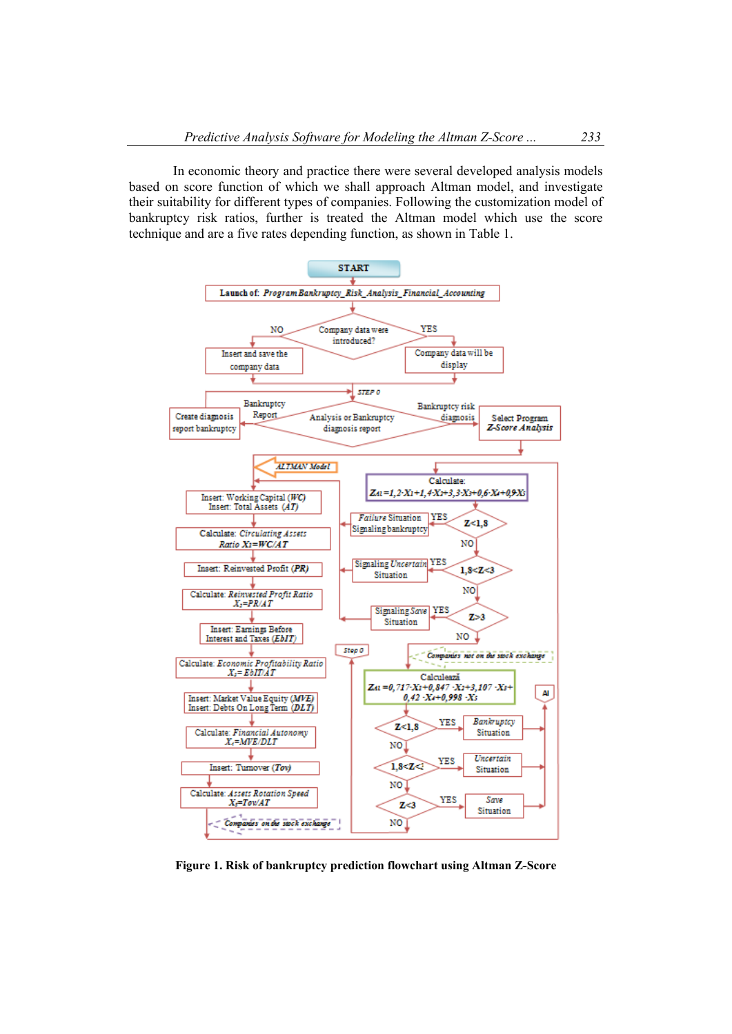In economic theory and practice there were several developed analysis models based on score function of which we shall approach Altman model, and investigate their suitability for different types of companies. Following the customization model of bankruptcy risk ratios, further is treated the Altman model which use the score technique and are a five rates depending function, as shown in Table 1.

**Figure 1. Risk of bankruptcy prediction flowchart using Altman Z-Score**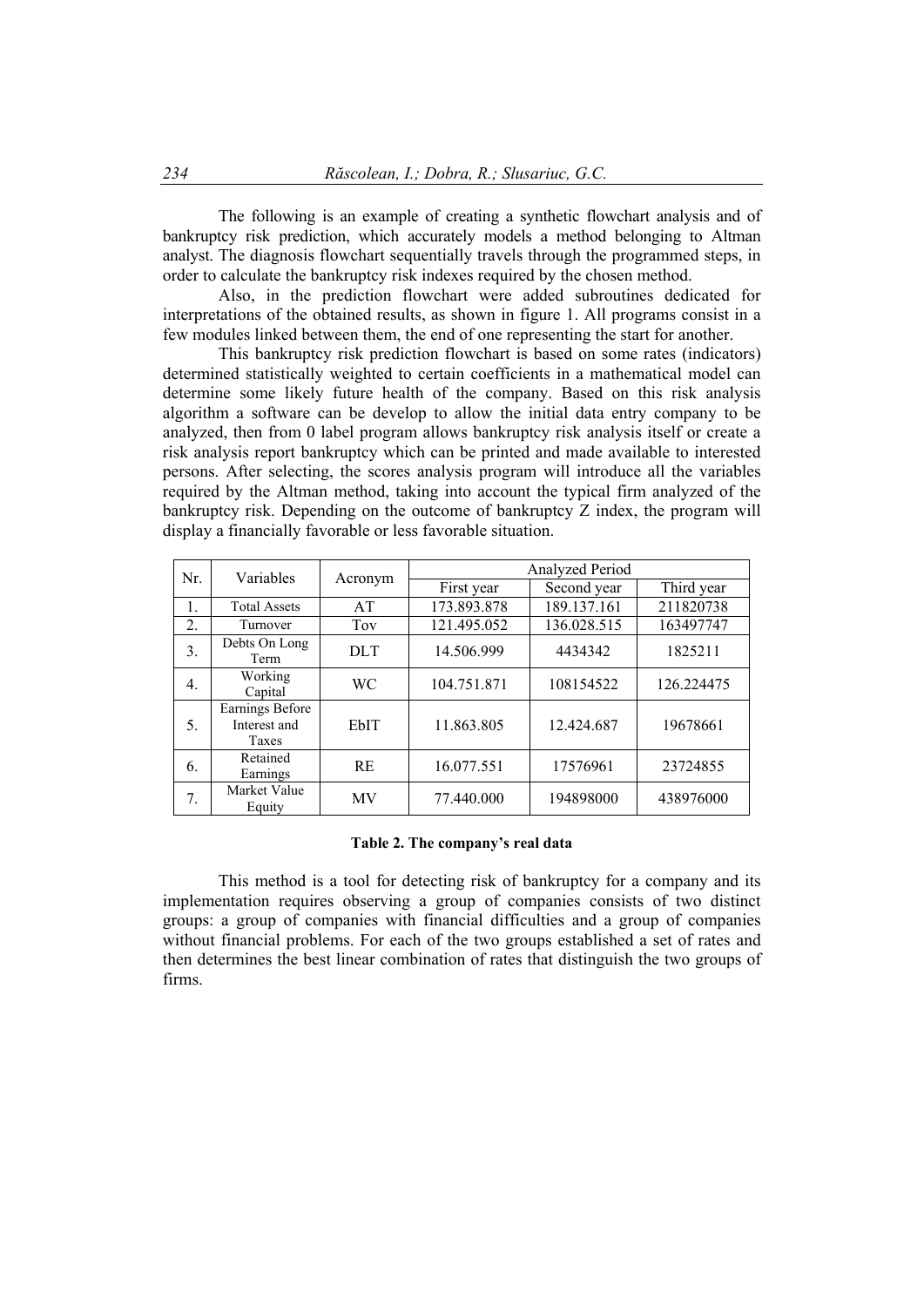The following is an example of creating a synthetic flowchart analysis and of bankruptcy risk prediction, which accurately models a method belonging to Altman analyst. The diagnosis flowchart sequentially travels through the programmed steps, in order to calculate the bankruptcy risk indexes required by the chosen method.

Also, in the prediction flowchart were added subroutines dedicated for interpretations of the obtained results, as shown in figure 1. All programs consist in a few modules linked between them, the end of one representing the start for another.

This bankruptcy risk prediction flowchart is based on some rates (indicators) determined statistically weighted to certain coefficients in a mathematical model can determine some likely future health of the company. Based on this risk analysis algorithm a software can be develop to allow the initial data entry company to be analyzed, then from 0 label program allows bankruptcy risk analysis itself or create a risk analysis report bankruptcy which can be printed and made available to interested persons. After selecting, the scores analysis program will introduce all the variables required by the Altman method, taking into account the typical firm analyzed of the bankruptcy risk. Depending on the outcome of bankruptcy Z index, the program will display a financially favorable or less favorable situation.

| Nr. | Variables | Acronym | Analyzed Period | | |
|---|---|---|---|---|---|
| | | | First year | Second year | Third year |
| 1. | Total Assets | AT | 173.893.878 | 189.137.161 | 211820738 |
| 2. | Turnover | Tov | 121.495.052 | 136.028.515 | 163497747 |
| 3. | Debts On Long Term | DLT | 14.506.999 | 4434342 | 1825211 |
| 4. | Working Capital | WC | 104.751.871 | 108154522 | 126.224475 |
| 5. | Earnings Before Interest and Taxes | EbIT | 11.863.805 | 12.424.687 | 19678661 |
| 6. | Retained Earnings | RE | 16.077.551 | 17576961 | 23724855 |
| 7. | Market Value Equity | MV | 77.440.000 | 194898000 | 438976000 |

**Table 2. The company's real data**

This method is a tool for detecting risk of bankruptcy for a company and its implementation requires observing a group of companies consists of two distinct groups: a group of companies with financial difficulties and a group of companies without financial problems. For each of the two groups established a set of rates and then determines the best linear combination of rates that distinguish the two groups of firms.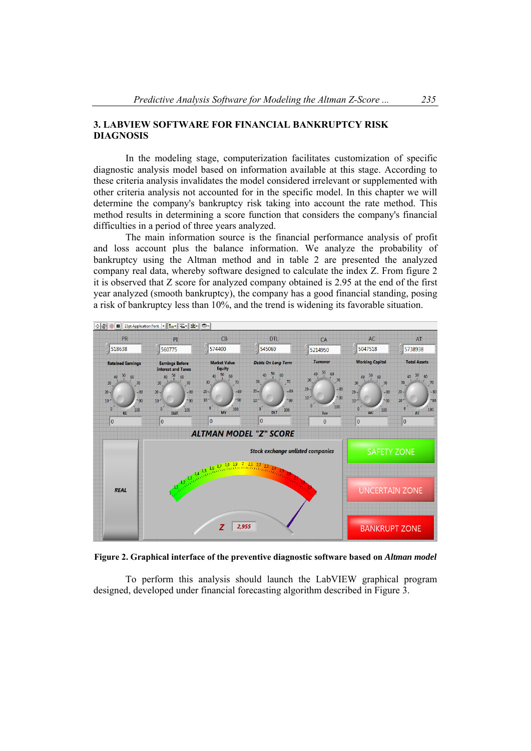## 3. LABVIEW SOFTWARE FOR FINANCIAL BANKRUPTCY RISK DIAGNOSIS

In the modeling stage, computerization facilitates customization of specific diagnostic analysis model based on information available at this stage. According to these criteria analysis invalidates the model considered irrelevant or supplemented with other criteria analysis not accounted for in the specific model. In this chapter we will determine the company's bankruptcy risk taking into account the rate method. This method results in determining a score function that considers the company's financial difficulties in a period of three years analyzed.

The main information source is the financial performance analysis of profit and loss account plus the balance information. We analyze the probability of bankruptcy using the Altman method and in table 2 are presented the analyzed company real data, whereby software designed to calculate the index Z. From figure 2 it is observed that Z score for analyzed company obtained is 2.95 at the end of the first year analyzed (smooth bankruptcy), the company has a good financial standing, posing a risk of bankruptcy less than 10%, and the trend is widening its favorable situation.

**Figure 2. Graphical interface of the preventive diagnostic software based on *Altman model***

To perform this analysis should launch the LabVIEW graphical program designed, developed under financial forecasting algorithm described in Figure 3.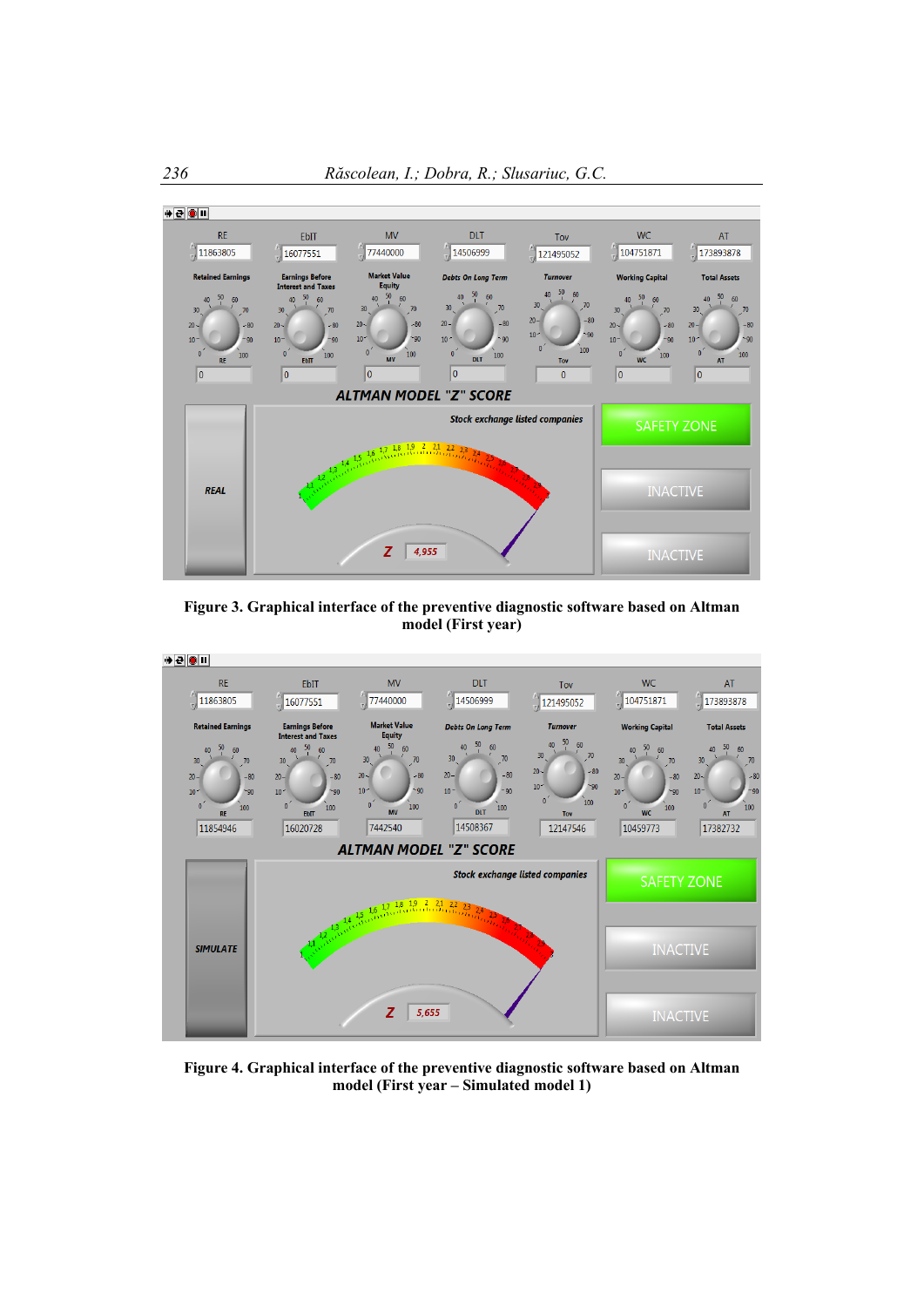Figure 3. Graphical interface of the preventive diagnostic software based on Altman model (First year)

Figure 4. Graphical interface of the preventive diagnostic software based on Altman model (First year – Simulated model 1)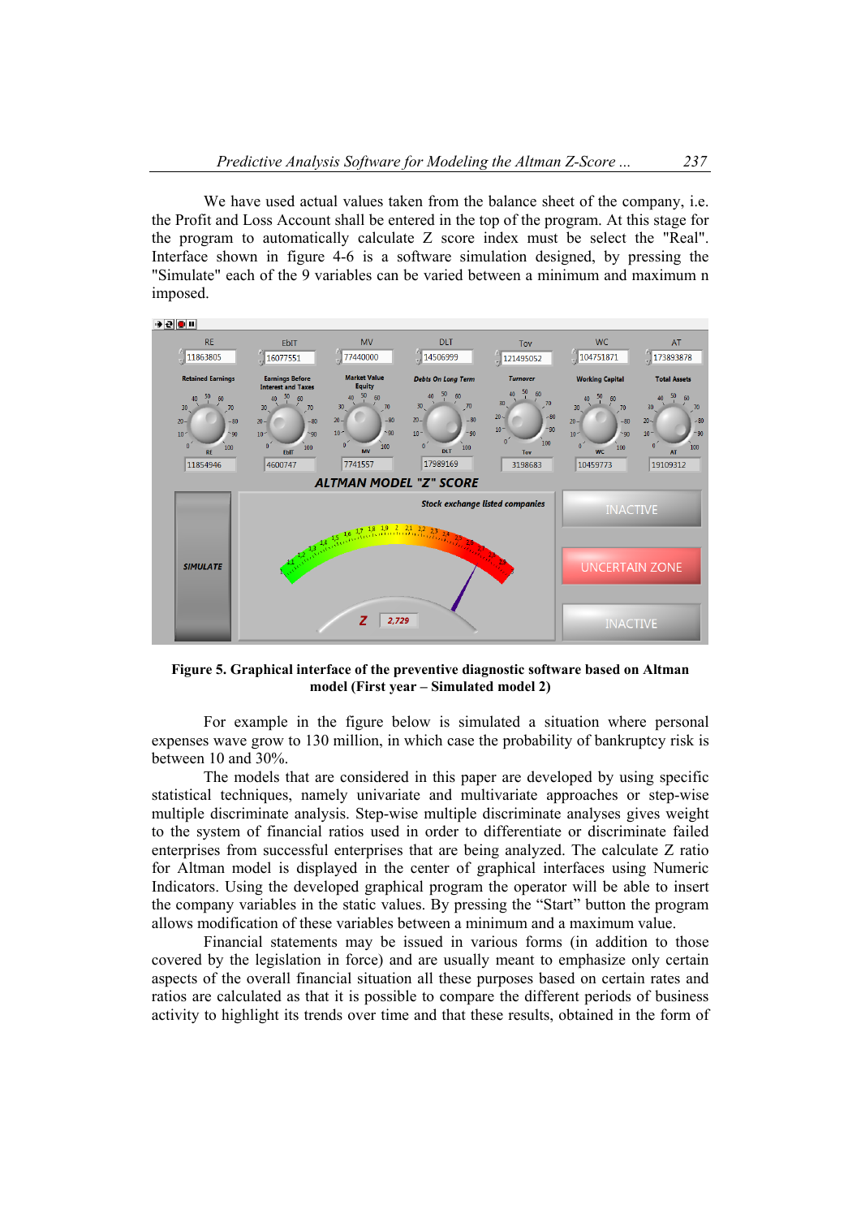We have used actual values taken from the balance sheet of the company, i.e. the Profit and Loss Account shall be entered in the top of the program. At this stage for the program to automatically calculate Z score index must be select the "Real". Interface shown in figure 4-6 is a software simulation designed, by pressing the "Simulate" each of the 9 variables can be varied between a minimum and maximum n imposed.

**Figure 5. Graphical interface of the preventive diagnostic software based on Altman model (First year – Simulated model 2)**

For example in the figure below is simulated a situation where personal expenses wave grow to 130 million, in which case the probability of bankruptcy risk is between 10 and 30%.

The models that are considered in this paper are developed by using specific statistical techniques, namely univariate and multivariate approaches or step-wise multiple discriminate analysis. Step-wise multiple discriminate analyses gives weight to the system of financial ratios used in order to differentiate or discriminate failed enterprises from successful enterprises that are being analyzed. The calculate Z ratio for Altman model is displayed in the center of graphical interfaces using Numeric Indicators. Using the developed graphical program the operator will be able to insert the company variables in the static values. By pressing the "Start" button the program allows modification of these variables between a minimum and a maximum value.

Financial statements may be issued in various forms (in addition to those covered by the legislation in force) and are usually meant to emphasize only certain aspects of the overall financial situation all these purposes based on certain rates and ratios are calculated as that it is possible to compare the different periods of business activity to highlight its trends over time and that these results, obtained in the form of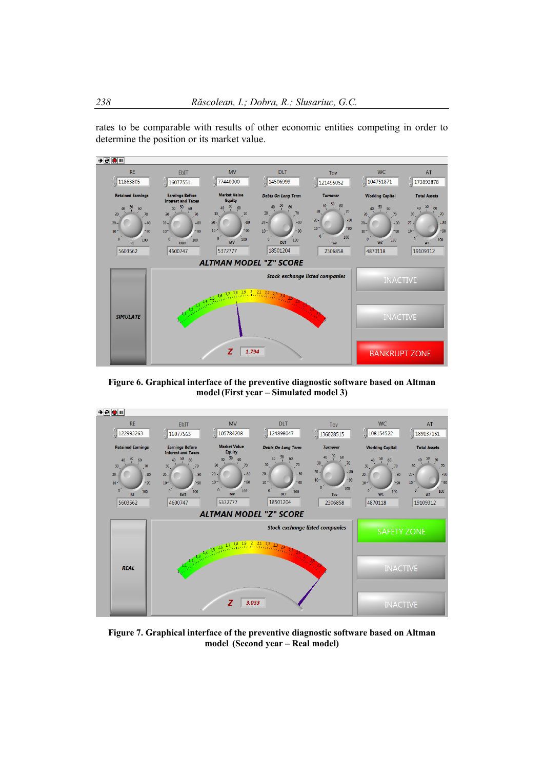rates to be comparable with results of other economic entities competing in order to determine the position or its market value.

**Figure 6. Graphical interface of the preventive diagnostic software based on Altman model (First year – Simulated model 3)**

**Figure 7. Graphical interface of the preventive diagnostic software based on Altman model (Second year – Real model)**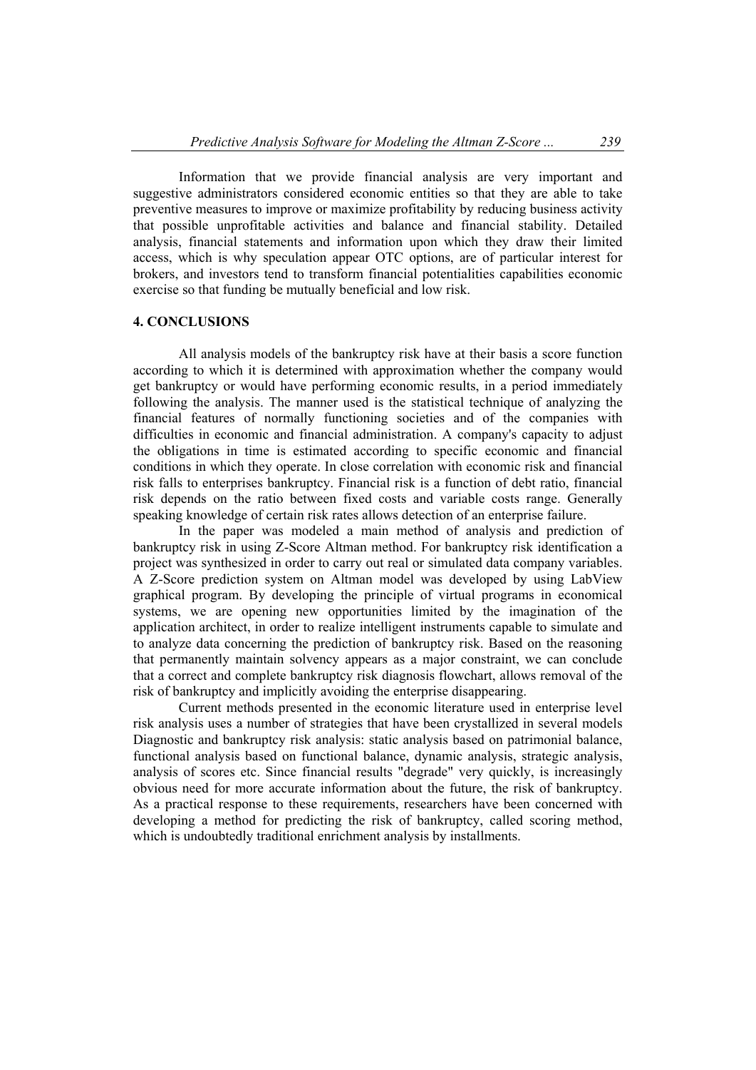Information that we provide financial analysis are very important and suggestive administrators considered economic entities so that they are able to take preventive measures to improve or maximize profitability by reducing business activity that possible unprofitable activities and balance and financial stability. Detailed analysis, financial statements and information upon which they draw their limited access, which is why speculation appear OTC options, are of particular interest for brokers, and investors tend to transform financial potentialities capabilities economic exercise so that funding be mutually beneficial and low risk.

## 4. CONCLUSIONS

All analysis models of the bankruptcy risk have at their basis a score function according to which it is determined with approximation whether the company would get bankruptcy or would have performing economic results, in a period immediately following the analysis. The manner used is the statistical technique of analyzing the financial features of normally functioning societies and of the companies with difficulties in economic and financial administration. A company's capacity to adjust the obligations in time is estimated according to specific economic and financial conditions in which they operate. In close correlation with economic risk and financial risk falls to enterprises bankruptcy. Financial risk is a function of debt ratio, financial risk depends on the ratio between fixed costs and variable costs range. Generally speaking knowledge of certain risk rates allows detection of an enterprise failure.

In the paper was modeled a main method of analysis and prediction of bankruptcy risk in using Z-Score Altman method. For bankruptcy risk identification a project was synthesized in order to carry out real or simulated data company variables. A Z-Score prediction system on Altman model was developed by using LabView graphical program. By developing the principle of virtual programs in economical systems, we are opening new opportunities limited by the imagination of the application architect, in order to realize intelligent instruments capable to simulate and to analyze data concerning the prediction of bankruptcy risk. Based on the reasoning that permanently maintain solvency appears as a major constraint, we can conclude that a correct and complete bankruptcy risk diagnosis flowchart, allows removal of the risk of bankruptcy and implicitly avoiding the enterprise disappearing.

Current methods presented in the economic literature used in enterprise level risk analysis uses a number of strategies that have been crystallized in several models Diagnostic and bankruptcy risk analysis: static analysis based on patrimonial balance, functional analysis based on functional balance, dynamic analysis, strategic analysis, analysis of scores etc. Since financial results "degrade" very quickly, is increasingly obvious need for more accurate information about the future, the risk of bankruptcy. As a practical response to these requirements, researchers have been concerned with developing a method for predicting the risk of bankruptcy, called scoring method, which is undoubtedly traditional enrichment analysis by installments.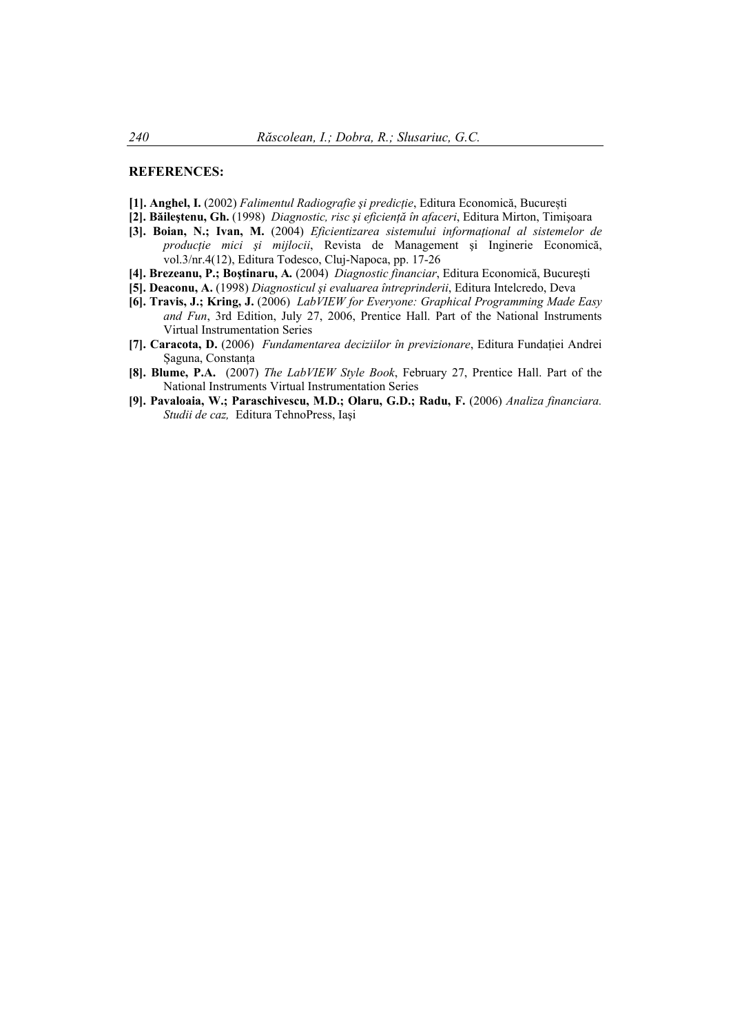**REFERENCES:**

**[1]. Anghel, I.** (2002) *Falimentul Radiografie şi predicţie*, Editura Economică, Bucureşti

**[2]. Băileştenu, Gh.** (1998) *Diagnostic, risc şi eficienţă în afaceri*, Editura Mirton, Timişoara

**[3]. Boian, N.; Ivan, M.** (2004) *Eficientizarea sistemului informaţional al sistemelor de producţie mici şi mijlocii*, Revista de Management şi Inginerie Economică, vol.3/nr.4(12), Editura Todesco, Cluj-Napoca, pp. 17-26

**[4]. Brezeanu, P.; Boştinaru, A.** (2004) *Diagnostic financiar*, Editura Economică, Bucureşti

**[5]. Deaconu, A.** (1998) *Diagnosticul şi evaluarea întreprinderii*, Editura Intelcredo, Deva

**[6]. Travis, J.; Kring, J.** (2006) *LabVIEW for Everyone: Graphical Programming Made Easy and Fun*, 3rd Edition, July 27, 2006, Prentice Hall. Part of the National Instruments Virtual Instrumentation Series

**[7]. Caracota, D.** (2006) *Fundamentarea deciziilor în previzionare*, Editura Fundaţiei Andrei Şaguna, Constanţa

**[8]. Blume, P.A.** (2007) *The LabVIEW Style Book*, February 27, Prentice Hall. Part of the National Instruments Virtual Instrumentation Series

**[9]. Pavaloaia, W.; Paraschivescu, M.D.; Olaru, G.D.; Radu, F.** (2006) *Analiza financiara. Studii de caz,* Editura TehnoPress, Iaşi